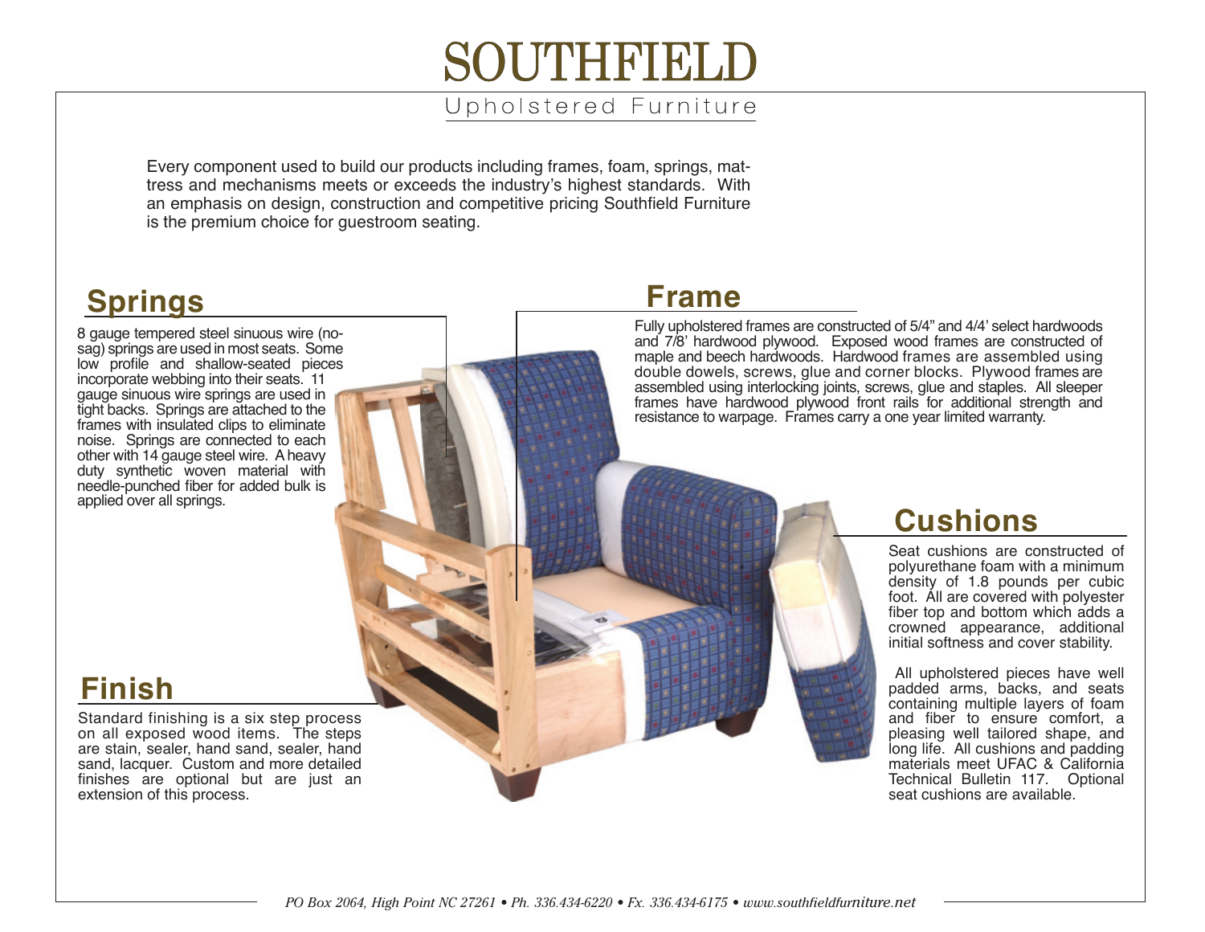# SOUTHFIELD

Upholstered Furniture

Every component used to build our products including frames, foam, springs, mattress and mechanisms meets or exceeds the industry's highest standards. With an emphasis on design, construction and competitive pricing Southfield Furniture is the premium choice for guestroom seating.

## Springs

8 gauge tempered steel sinuous wire (no-sag) springs are used in most seats. Some low profile and shallow-seated pieces incorporate webbing into their seats. 11 gauge sinuous wire springs are used in tight backs. Springs are attached to the frames with insulated clips to eliminate noise. Springs are connected to each other with 14 gauge steel wire. A heavy duty synthetic woven material with needle-punched fiber for added bulk is applied over all springs.

## Frame

Fully upholstered frames are constructed of 5/4" and 4/4' select hardwoods and 7/8' hardwood plywood. Exposed wood frames are constructed of maple and beech hardwoods. Hardwood frames are assembled using double dowels, screws, glue and corner blocks. Plywood frames are assembled using interlocking joints, screws, glue and staples. All sleeper frames have hardwood plywood front rails for additional strength and resistance to warpage. Frames carry a one year limited warranty.

## Cushions

Seat cushions are constructed of polyurethane foam with a minimum density of 1.8 pounds per cubic foot. All are covered with polyester fiber top and bottom which adds a crowned appearance, additional initial softness and cover stability.

All upholstered pieces have well padded arms, backs, and seats containing multiple layers of foam and fiber to ensure comfort, a pleasing well tailored shape, and long life. All cushions and padding materials meet UFAC & California Technical Bulletin 117. Optional seat cushions are available.

## Finish

Standard finishing is a six step process on all exposed wood items. The steps are stain, sealer, hand sand, sealer, hand sand, lacquer. Custom and more detailed finishes are optional but are just an extension of this process.

*PO Box 2064, High Point NC 27261 • Ph. 336.434-6220 • Fx. 336.434-6175 • www.southfieldfurniture.net*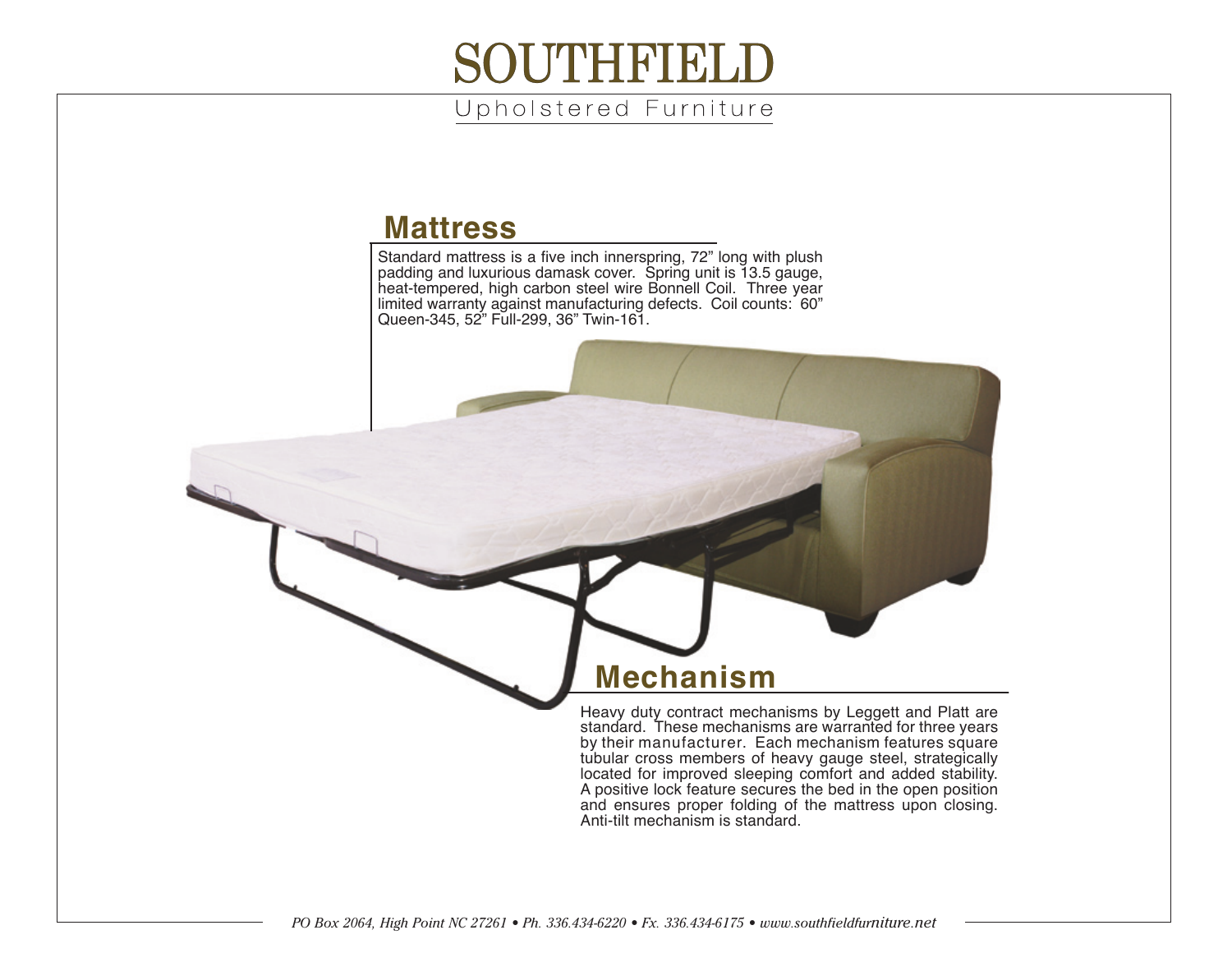# SOUTHFIELD

Upholstered Furniture

## Mattress

Standard mattress is a five inch innerspring, 72" long with plush padding and luxurious damask cover. Spring unit is 13.5 gauge, heat-tempered, high carbon steel wire Bonnell Coil. Three year limited warranty against manufacturing defects. Coil counts: 60" Queen-345, 52" Full-299, 36" Twin-161.

## Mechanism

Heavy duty contract mechanisms by Leggett and Platt are standard. These mechanisms are warranted for three years by their manufacturer. Each mechanism features square tubular cross members of heavy gauge steel, strategically located for improved sleeping comfort and added stability. A positive lock feature secures the bed in the open position and ensures proper folding of the mattress upon closing. Anti-tilt mechanism is standard.

*PO Box 2064, High Point NC 27261 • Ph. 336.434-6220 • Fx. 336.434-6175 • www.southfieldfurniture.net*